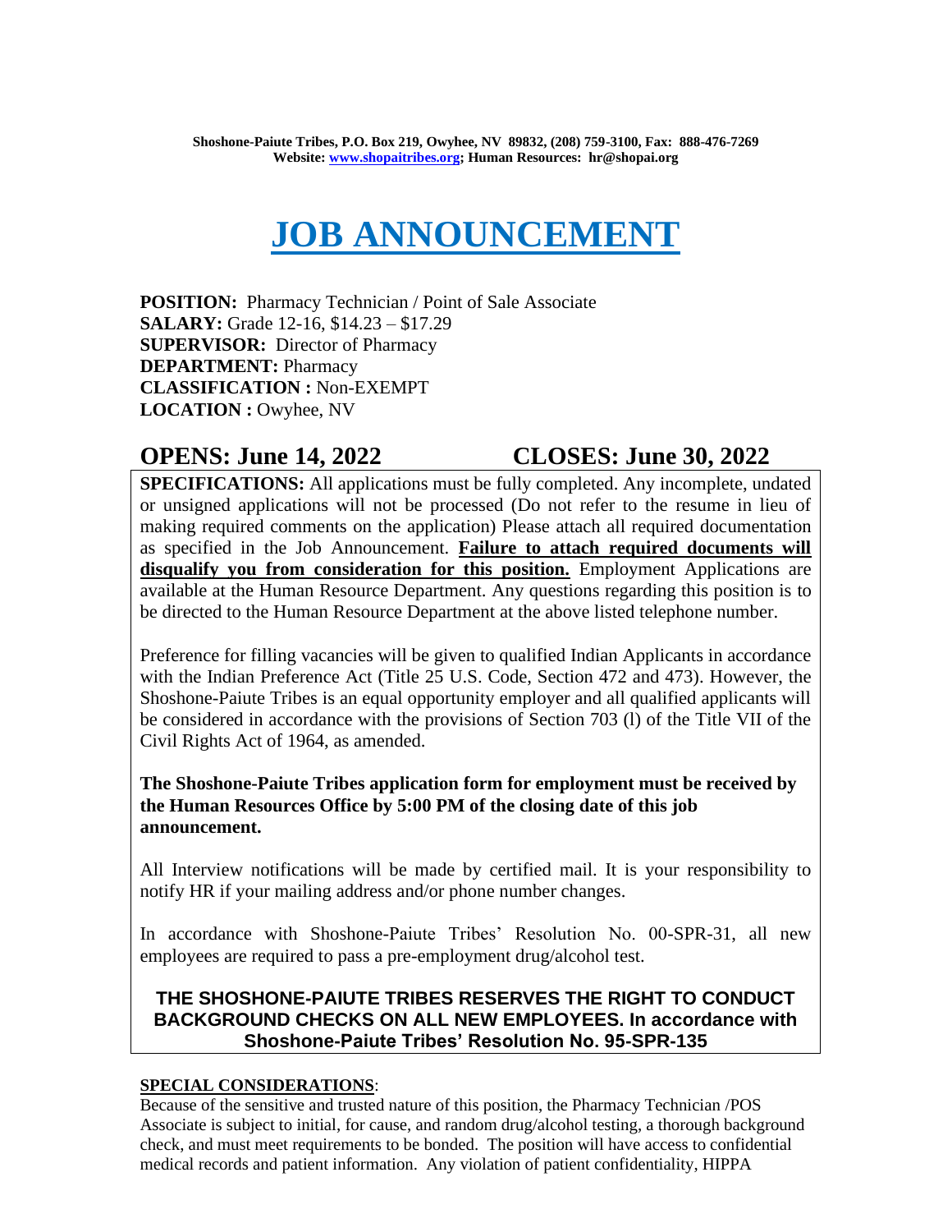**Shoshone-Paiute Tribes, P.O. Box 219, Owyhee, NV 89832, (208) 759-3100, Fax: 888-476-7269**
**Website: [www.shopaitribes.org](http://www.shopaitribes.org); Human Resources: hr@shopai.org**

# JOB ANNOUNCEMENT

**POSITION:** Pharmacy Technician / Point of Sale Associate
**SALARY:** Grade 12-16, $14.23 – $17.29
**SUPERVISOR:** Director of Pharmacy
**DEPARTMENT:** Pharmacy
**CLASSIFICATION :** Non-EXEMPT
**LOCATION :** Owyhee, NV

## OPENS: June 14, 2022 CLOSES: June 30, 2022

**SPECIFICATIONS:** All applications must be fully completed. Any incomplete, undated or unsigned applications will not be processed (Do not refer to the resume in lieu of making required comments on the application) Please attach all required documentation as specified in the Job Announcement. **Failure to attach required documents will disqualify you from consideration for this position.** Employment Applications are available at the Human Resource Department. Any questions regarding this position is to be directed to the Human Resource Department at the above listed telephone number.

Preference for filling vacancies will be given to qualified Indian Applicants in accordance with the Indian Preference Act (Title 25 U.S. Code, Section 472 and 473). However, the Shoshone-Paiute Tribes is an equal opportunity employer and all qualified applicants will be considered in accordance with the provisions of Section 703 (l) of the Title VII of the Civil Rights Act of 1964, as amended.

**The Shoshone-Paiute Tribes application form for employment must be received by the Human Resources Office by 5:00 PM of the closing date of this job announcement.**

All Interview notifications will be made by certified mail. It is your responsibility to notify HR if your mailing address and/or phone number changes.

In accordance with Shoshone-Paiute Tribes' Resolution No. 00-SPR-31, all new employees are required to pass a pre-employment drug/alcohol test.

**THE SHOSHONE-PAIUTE TRIBES RESERVES THE RIGHT TO CONDUCT BACKGROUND CHECKS ON ALL NEW EMPLOYEES. In accordance with Shoshone-Paiute Tribes' Resolution No. 95-SPR-135**

**SPECIAL CONSIDERATIONS**:
Because of the sensitive and trusted nature of this position, the Pharmacy Technician /POS Associate is subject to initial, for cause, and random drug/alcohol testing, a thorough background check, and must meet requirements to be bonded. The position will have access to confidential medical records and patient information. Any violation of patient confidentiality, HIPPA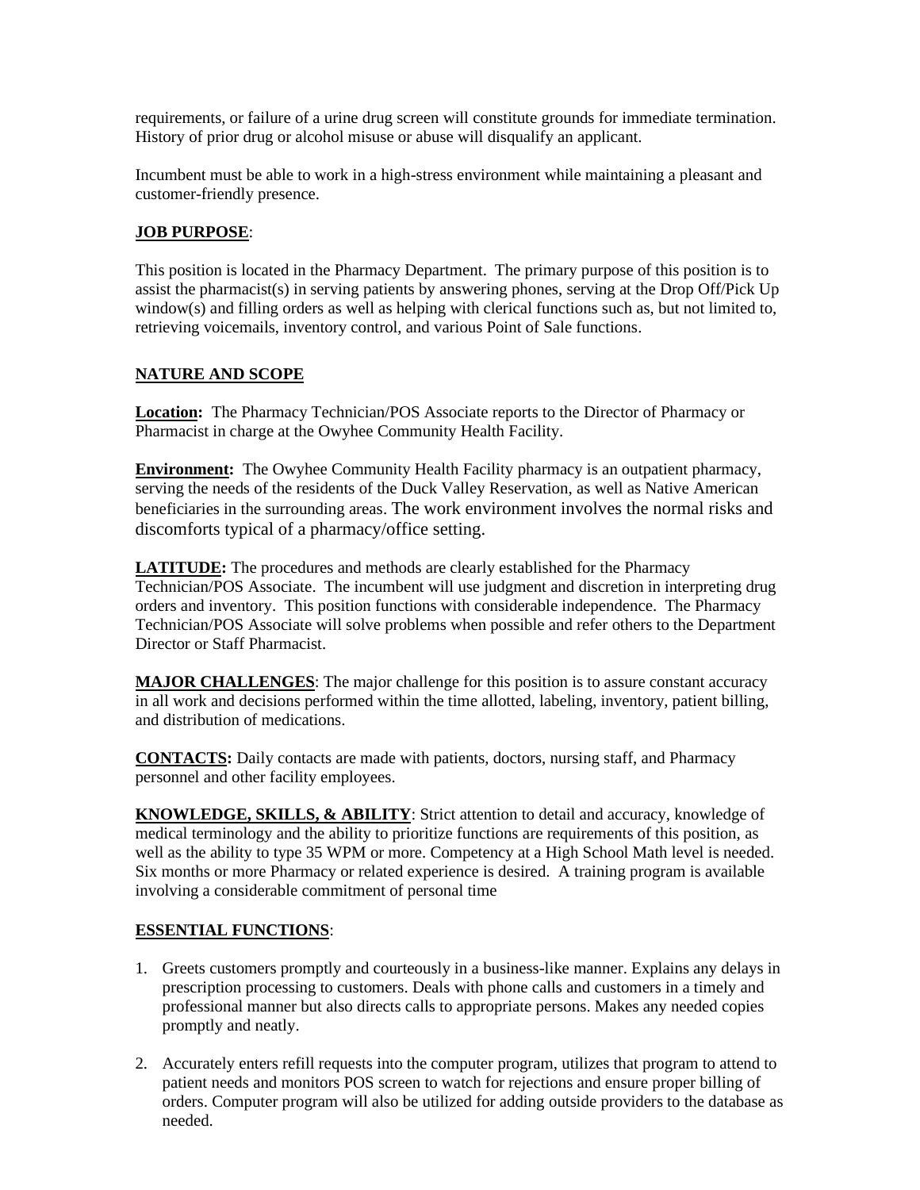requirements, or failure of a urine drug screen will constitute grounds for immediate termination. History of prior drug or alcohol misuse or abuse will disqualify an applicant.

Incumbent must be able to work in a high-stress environment while maintaining a pleasant and customer-friendly presence.

**JOB PURPOSE**:

This position is located in the Pharmacy Department. The primary purpose of this position is to assist the pharmacist(s) in serving patients by answering phones, serving at the Drop Off/Pick Up window(s) and filling orders as well as helping with clerical functions such as, but not limited to, retrieving voicemails, inventory control, and various Point of Sale functions.

**NATURE AND SCOPE**

**Location:** The Pharmacy Technician/POS Associate reports to the Director of Pharmacy or Pharmacist in charge at the Owyhee Community Health Facility.

**Environment:** The Owyhee Community Health Facility pharmacy is an outpatient pharmacy, serving the needs of the residents of the Duck Valley Reservation, as well as Native American beneficiaries in the surrounding areas. The work environment involves the normal risks and discomforts typical of a pharmacy/office setting.

**LATITUDE:** The procedures and methods are clearly established for the Pharmacy Technician/POS Associate. The incumbent will use judgment and discretion in interpreting drug orders and inventory. This position functions with considerable independence. The Pharmacy Technician/POS Associate will solve problems when possible and refer others to the Department Director or Staff Pharmacist.

**MAJOR CHALLENGES**: The major challenge for this position is to assure constant accuracy in all work and decisions performed within the time allotted, labeling, inventory, patient billing, and distribution of medications.

**CONTACTS:** Daily contacts are made with patients, doctors, nursing staff, and Pharmacy personnel and other facility employees.

**KNOWLEDGE, SKILLS, & ABILITY**: Strict attention to detail and accuracy, knowledge of medical terminology and the ability to prioritize functions are requirements of this position, as well as the ability to type 35 WPM or more. Competency at a High School Math level is needed. Six months or more Pharmacy or related experience is desired. A training program is available involving a considerable commitment of personal time

**ESSENTIAL FUNCTIONS**:

1. Greets customers promptly and courteously in a business-like manner. Explains any delays in prescription processing to customers. Deals with phone calls and customers in a timely and professional manner but also directs calls to appropriate persons. Makes any needed copies promptly and neatly.

2. Accurately enters refill requests into the computer program, utilizes that program to attend to patient needs and monitors POS screen to watch for rejections and ensure proper billing of orders. Computer program will also be utilized for adding outside providers to the database as needed.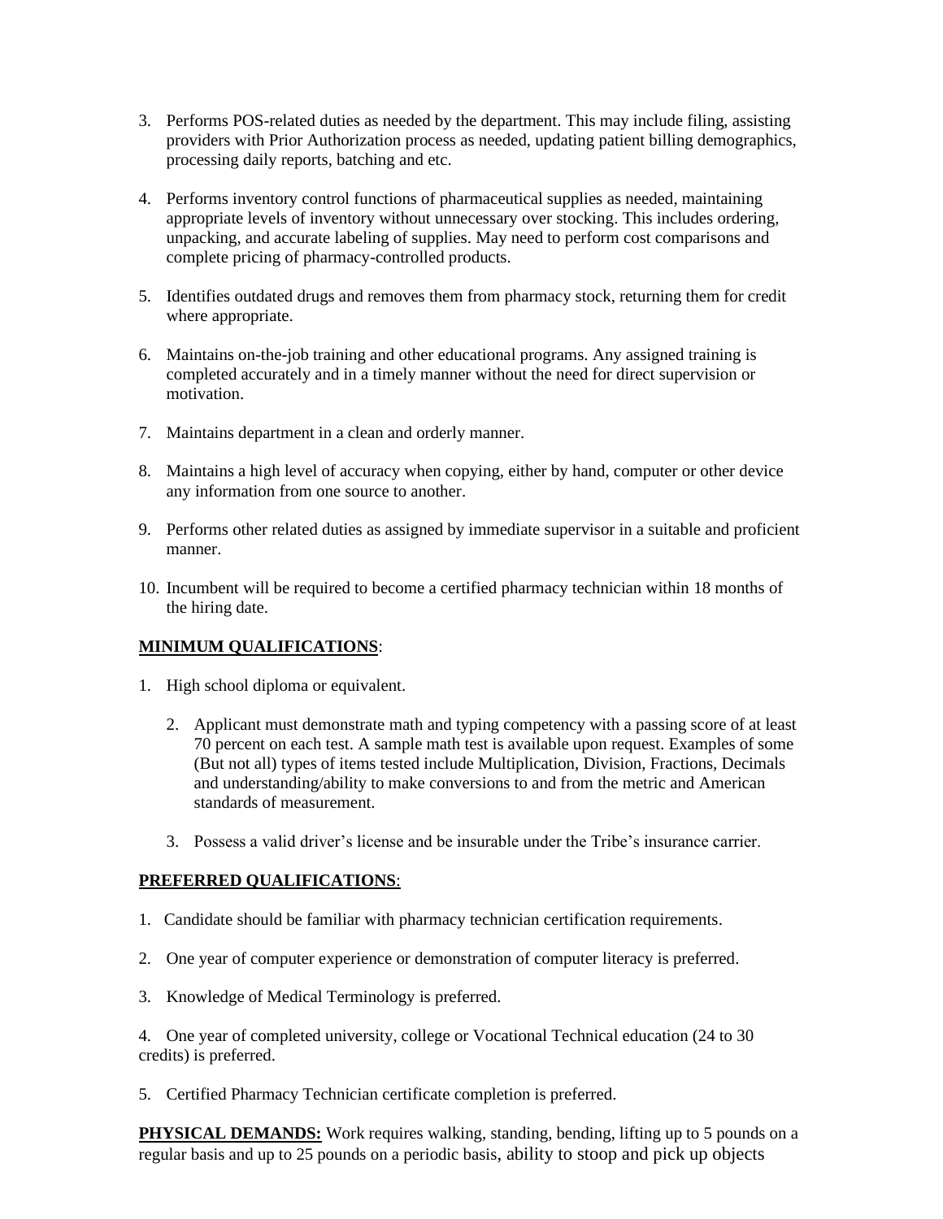3. Performs POS-related duties as needed by the department. This may include filing, assisting providers with Prior Authorization process as needed, updating patient billing demographics, processing daily reports, batching and etc.

4. Performs inventory control functions of pharmaceutical supplies as needed, maintaining appropriate levels of inventory without unnecessary over stocking. This includes ordering, unpacking, and accurate labeling of supplies. May need to perform cost comparisons and complete pricing of pharmacy-controlled products.

5. Identifies outdated drugs and removes them from pharmacy stock, returning them for credit where appropriate.

6. Maintains on-the-job training and other educational programs. Any assigned training is completed accurately and in a timely manner without the need for direct supervision or motivation.

7. Maintains department in a clean and orderly manner.

8. Maintains a high level of accuracy when copying, either by hand, computer or other device any information from one source to another.

9. Performs other related duties as assigned by immediate supervisor in a suitable and proficient manner.

10. Incumbent will be required to become a certified pharmacy technician within 18 months of the hiring date.

**MINIMUM QUALIFICATIONS**:

1. High school diploma or equivalent.

2. Applicant must demonstrate math and typing competency with a passing score of at least 70 percent on each test. A sample math test is available upon request. Examples of some (But not all) types of items tested include Multiplication, Division, Fractions, Decimals and understanding/ability to make conversions to and from the metric and American standards of measurement.

3. Possess a valid driver's license and be insurable under the Tribe's insurance carrier.

**PREFERRED QUALIFICATIONS**:

1. Candidate should be familiar with pharmacy technician certification requirements.

2. One year of computer experience or demonstration of computer literacy is preferred.

3. Knowledge of Medical Terminology is preferred.

4. One year of completed university, college or Vocational Technical education (24 to 30 credits) is preferred.

5. Certified Pharmacy Technician certificate completion is preferred.

**PHYSICAL DEMANDS:** Work requires walking, standing, bending, lifting up to 5 pounds on a regular basis and up to 25 pounds on a periodic basis, ability to stoop and pick up objects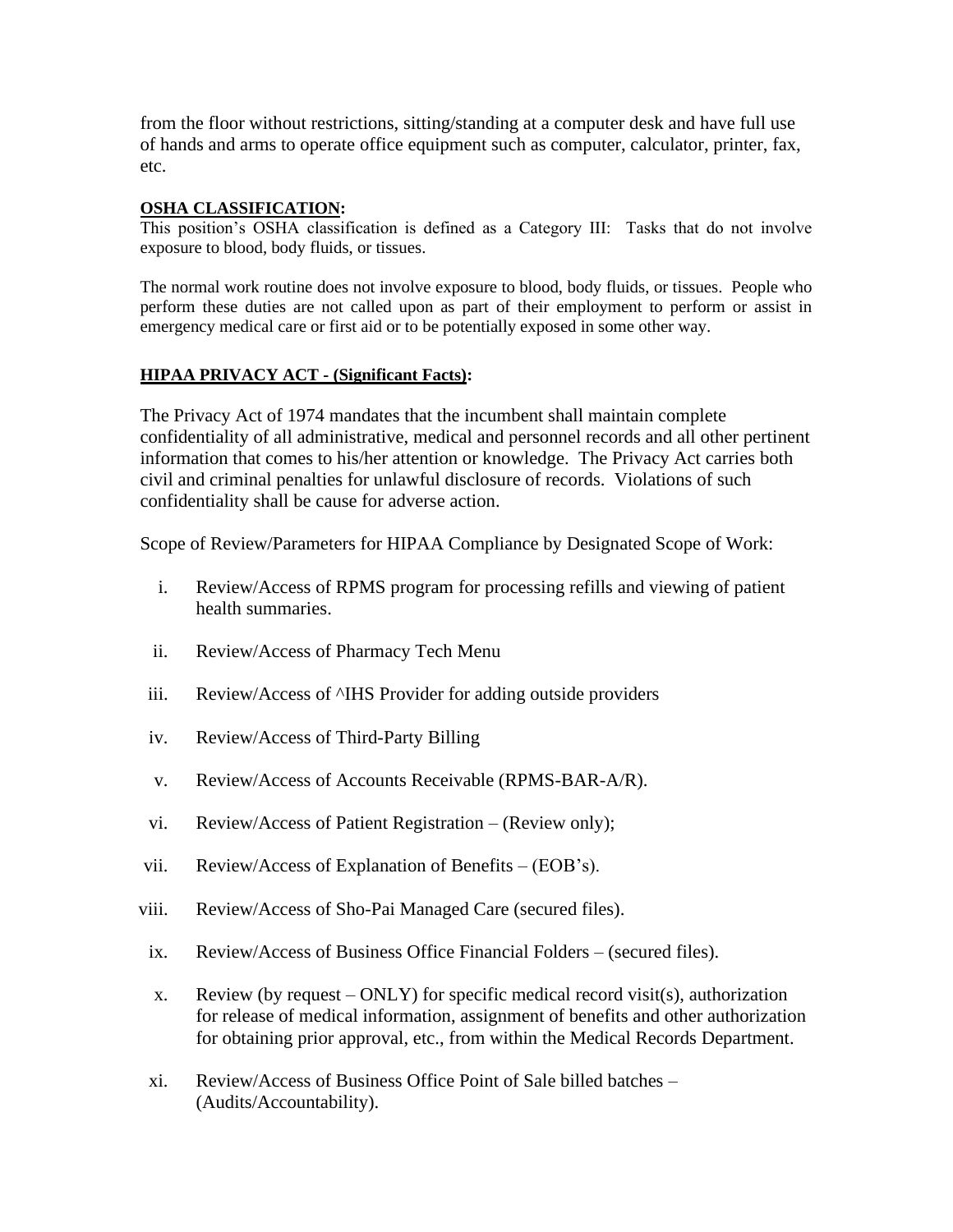from the floor without restrictions, sitting/standing at a computer desk and have full use of hands and arms to operate office equipment such as computer, calculator, printer, fax, etc.

**OSHA CLASSIFICATION:**

This position's OSHA classification is defined as a Category III: Tasks that do not involve exposure to blood, body fluids, or tissues.

The normal work routine does not involve exposure to blood, body fluids, or tissues. People who perform these duties are not called upon as part of their employment to perform or assist in emergency medical care or first aid or to be potentially exposed in some other way.

**HIPAA PRIVACY ACT - (Significant Facts):**

The Privacy Act of 1974 mandates that the incumbent shall maintain complete confidentiality of all administrative, medical and personnel records and all other pertinent information that comes to his/her attention or knowledge. The Privacy Act carries both civil and criminal penalties for unlawful disclosure of records. Violations of such confidentiality shall be cause for adverse action.

Scope of Review/Parameters for HIPAA Compliance by Designated Scope of Work:

i. Review/Access of RPMS program for processing refills and viewing of patient health summaries.

ii. Review/Access of Pharmacy Tech Menu

iii. Review/Access of ^IHS Provider for adding outside providers

iv. Review/Access of Third-Party Billing

v. Review/Access of Accounts Receivable (RPMS-BAR-A/R).

vi. Review/Access of Patient Registration – (Review only);

vii. Review/Access of Explanation of Benefits – (EOB's).

viii. Review/Access of Sho-Pai Managed Care (secured files).

ix. Review/Access of Business Office Financial Folders – (secured files).

x. Review (by request – ONLY) for specific medical record visit(s), authorization for release of medical information, assignment of benefits and other authorization for obtaining prior approval, etc., from within the Medical Records Department.

xi. Review/Access of Business Office Point of Sale billed batches – (Audits/Accountability).